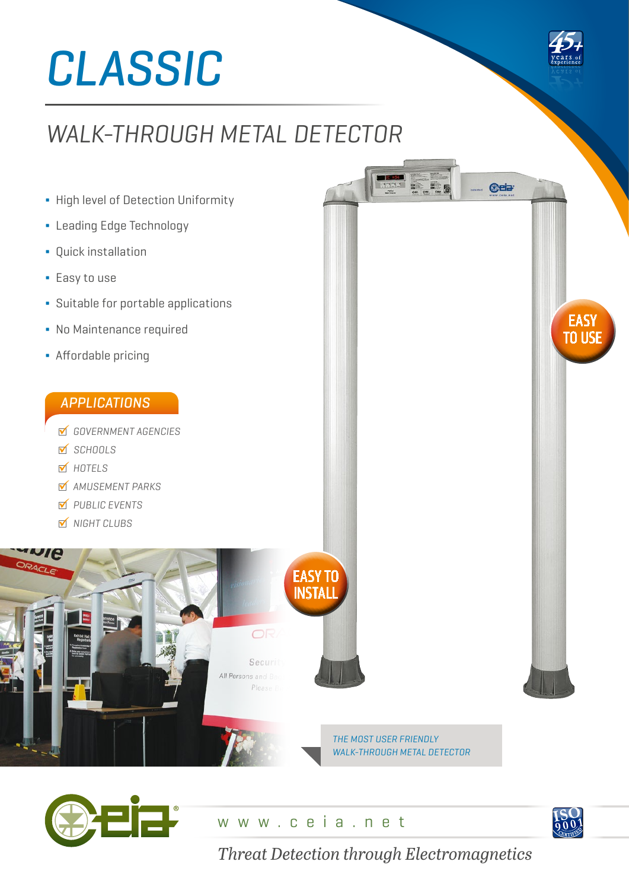# CLASSIC

## WALK-THROUGH METAL DETECTOR

45+ years of experience

- High level of Detection Uniformity
- Leading Edge Technology
- Quick installation
- Easy to use
- Suitable for portable applications
- No Maintenance required
- Affordable pricing

EASY TO USE

## APPLICATIONS

- ☑ GOVERNMENT AGENCIES
- ☑ SCHOOLS
- ☑ HOTELS
- ☑ AMUSEMENT PARKS
- ☑ PUBLIC EVENTS
- ☑ NIGHT CLUBS

EASY TO INSTALL

*THE MOST USER FRIENDLY WALK-THROUGH METAL DETECTOR*

www.ceia.net

*Threat Detection through Electromagnetics*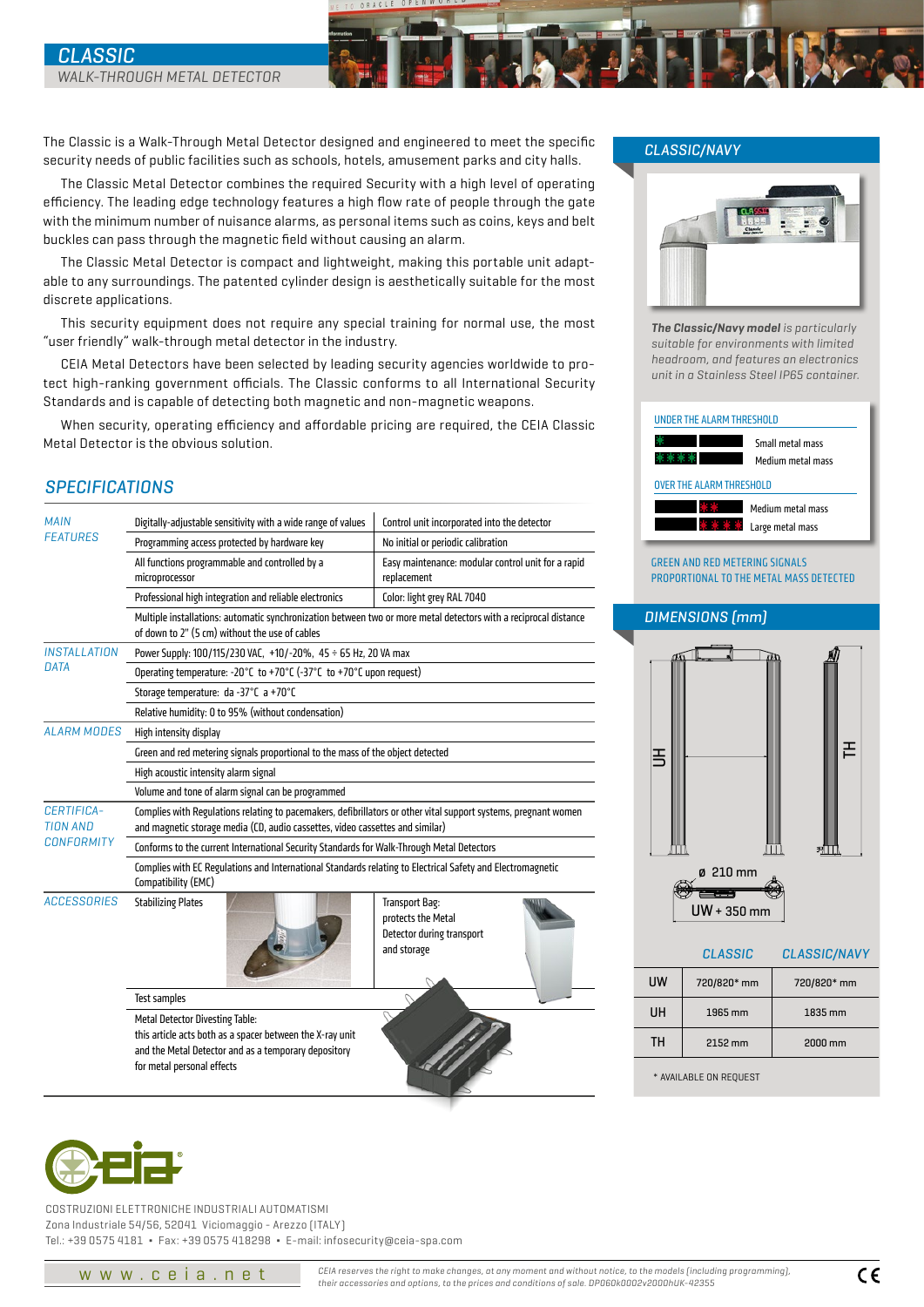# CLASSIC

WALK-THROUGH METAL DETECTOR

The Classic is a Walk-Through Metal Detector designed and engineered to meet the specific security needs of public facilities such as schools, hotels, amusement parks and city halls.

The Classic Metal Detector combines the required Security with a high level of operating efficiency. The leading edge technology features a high flow rate of people through the gate with the minimum number of nuisance alarms, as personal items such as coins, keys and belt buckles can pass through the magnetic field without causing an alarm.

The Classic Metal Detector is compact and lightweight, making this portable unit adaptable to any surroundings. The patented cylinder design is aesthetically suitable for the most discrete applications.

This security equipment does not require any special training for normal use, the most "user friendly" walk-through metal detector in the industry.

CEIA Metal Detectors have been selected by leading security agencies worldwide to protect high-ranking government officials. The Classic conforms to all International Security Standards and is capable of detecting both magnetic and non-magnetic weapons.

When security, operating efficiency and affordable pricing are required, the CEIA Classic Metal Detector is the obvious solution.

## SPECIFICATIONS

| | | |
|---|---|---|
| MAIN FEATURES | Digitally-adjustable sensitivity with a wide range of values | Control unit incorporated into the detector |
| | Programming access protected by hardware key | No initial or periodic calibration |
| | All functions programmable and controlled by a microprocessor | Easy maintenance: modular control unit for a rapid replacement |
| | Professional high integration and reliable electronics | Color: light grey RAL 7040 |
| | Multiple installations: automatic synchronization between two or more metal detectors with a reciprocal distance of down to 2" (5 cm) without the use of cables | |
| INSTALLATION DATA | Power Supply: 100/115/230 VAC, +10/-20%, 45 ÷ 65 Hz, 20 VA max | |
| | Operating temperature: -20°C to +70°C (-37°C to +70°C upon request) | |
| | Storage temperature: da -37°C a +70°C | |
| | Relative humidity: 0 to 95% (without condensation) | |
| ALARM MODES | High intensity display | |
| | Green and red metering signals proportional to the mass of the object detected | |
| | High acoustic intensity alarm signal | |
| | Volume and tone of alarm signal can be programmed | |
| CERTIFICATION AND CONFORMITY | Complies with Regulations relating to pacemakers, defibrillators or other vital support systems, pregnant women and magnetic storage media (CD, audio cassettes, video cassettes and similar) | |
| | Conforms to the current International Security Standards for Walk-Through Metal Detectors | |
| | Complies with EC Regulations and International Standards relating to Electrical Safety and Electromagnetic Compatibility (EMC) | |
| ACCESSORIES | Stabilizing Plates | Transport Bag: protects the Metal Detector during transport and storage |
| | Test samples | |
| | Metal Detector Divesting Table: this article acts both as a spacer between the X-ray unit and the Metal Detector and as a temporary depository for metal personal effects | |

## CLASSIC/NAVY

**The Classic/Navy model** is particularly suitable for environments with limited headroom, and features an electronics unit in a Stainless Steel IP65 container.

UNDER THE ALARM THRESHOLD

- Small metal mass
- Medium metal mass

OVER THE ALARM THRESHOLD

- Medium metal mass
- Large metal mass

GREEN AND RED METERING SIGNALS PROPORTIONAL TO THE METAL MASS DETECTED

## DIMENSIONS [mm]

UH

TH

ø 210 mm

UW + 350 mm

| | CLASSIC | CLASSIC/NAVY |
|---|---|---|
| UW | 720/820* mm | 720/820* mm |
| UH | 1965 mm | 1835 mm |
| TH | 2152 mm | 2000 mm |

* AVAILABLE ON REQUEST

ceia®

COSTRUZIONI ELETTRONICHE INDUSTRIALI AUTOMATISMI

Zona Industriale 54/56, 52041 Viciomaggio - Arezzo (ITALY)

Tel.: +39 0575 4181 • Fax: +39 0575 418298 • E-mail: infosecurity@ceia-spa.com

www.ceia.net

CEIA reserves the right to make changes, at any moment and without notice, to the models (including programming), their accessories and options, to the prices and conditions of sale. DP060K0002v2000hUK-42355

CE